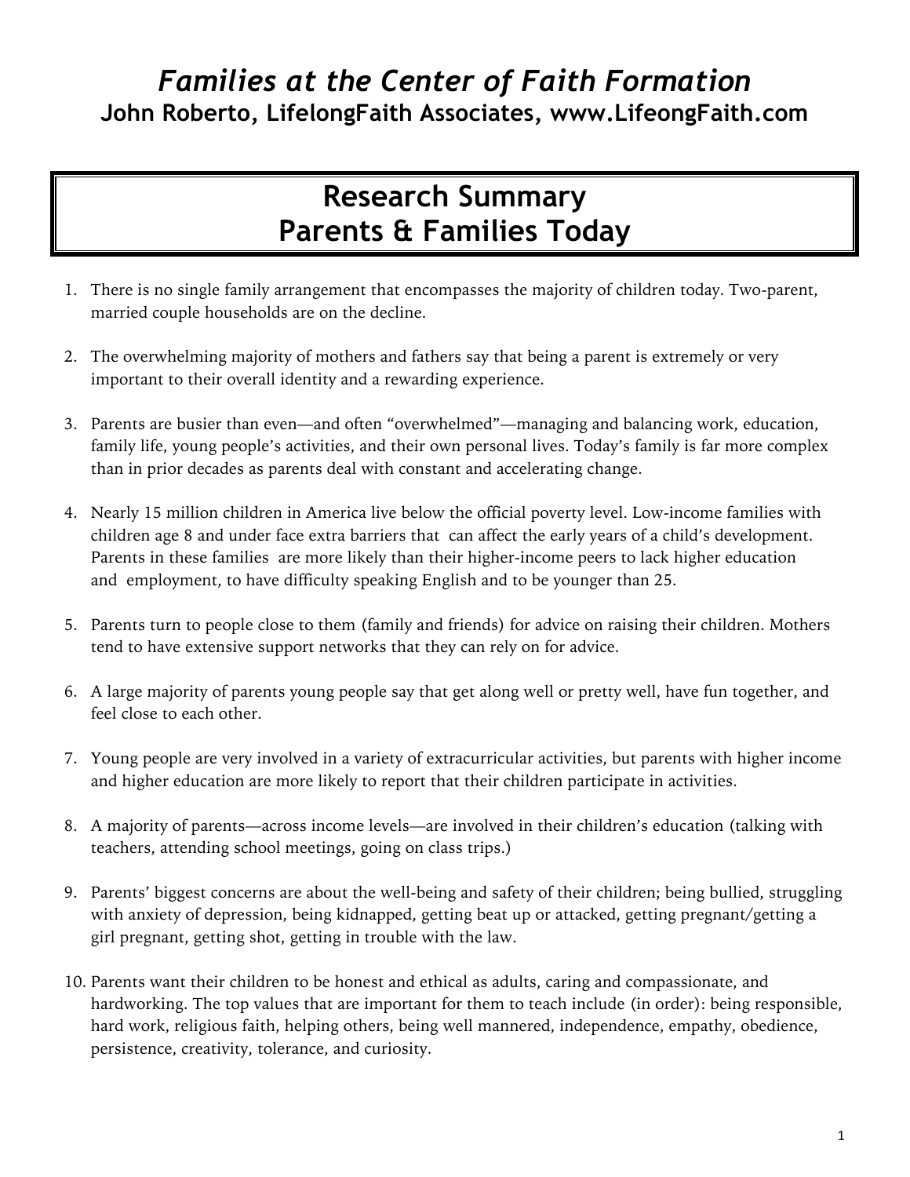# *Families at the Center of Faith Formation*

**John Roberto, LifelongFaith Associates, www.LifeongFaith.com**

## Research Summary
## Parents & Families Today

1. There is no single family arrangement that encompasses the majority of children today. Two-parent, married couple households are on the decline.

2. The overwhelming majority of mothers and fathers say that being a parent is extremely or very important to their overall identity and a rewarding experience.

3. Parents are busier than even—and often "overwhelmed"—managing and balancing work, education, family life, young people's activities, and their own personal lives. Today's family is far more complex than in prior decades as parents deal with constant and accelerating change.

4. Nearly 15 million children in America live below the official poverty level. Low-income families with children age 8 and under face extra barriers that can affect the early years of a child's development. Parents in these families are more likely than their higher-income peers to lack higher education and employment, to have difficulty speaking English and to be younger than 25.

5. Parents turn to people close to them (family and friends) for advice on raising their children. Mothers tend to have extensive support networks that they can rely on for advice.

6. A large majority of parents young people say that get along well or pretty well, have fun together, and feel close to each other.

7. Young people are very involved in a variety of extracurricular activities, but parents with higher income and higher education are more likely to report that their children participate in activities.

8. A majority of parents—across income levels—are involved in their children's education (talking with teachers, attending school meetings, going on class trips.)

9. Parents' biggest concerns are about the well-being and safety of their children; being bullied, struggling with anxiety of depression, being kidnapped, getting beat up or attacked, getting pregnant/getting a girl pregnant, getting shot, getting in trouble with the law.

10. Parents want their children to be honest and ethical as adults, caring and compassionate, and hardworking. The top values that are important for them to teach include (in order): being responsible, hard work, religious faith, helping others, being well mannered, independence, empathy, obedience, persistence, creativity, tolerance, and curiosity.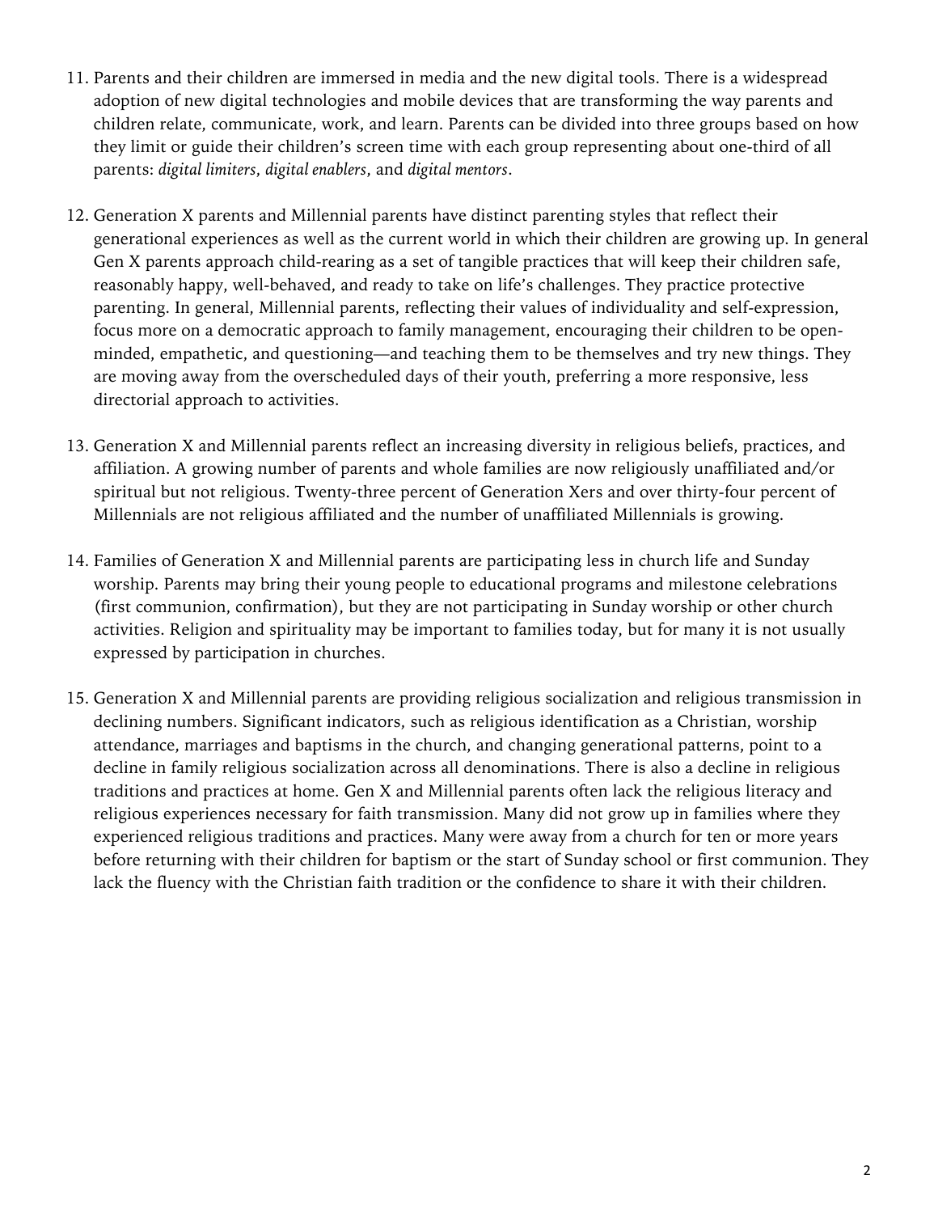11. Parents and their children are immersed in media and the new digital tools. There is a widespread adoption of new digital technologies and mobile devices that are transforming the way parents and children relate, communicate, work, and learn. Parents can be divided into three groups based on how they limit or guide their children's screen time with each group representing about one-third of all parents: *digital limiters*, *digital enablers*, and *digital mentors*.

12. Generation X parents and Millennial parents have distinct parenting styles that reflect their generational experiences as well as the current world in which their children are growing up. In general Gen X parents approach child-rearing as a set of tangible practices that will keep their children safe, reasonably happy, well-behaved, and ready to take on life's challenges. They practice protective parenting. In general, Millennial parents, reflecting their values of individuality and self-expression, focus more on a democratic approach to family management, encouraging their children to be open-minded, empathetic, and questioning—and teaching them to be themselves and try new things. They are moving away from the overscheduled days of their youth, preferring a more responsive, less directorial approach to activities.

13. Generation X and Millennial parents reflect an increasing diversity in religious beliefs, practices, and affiliation. A growing number of parents and whole families are now religiously unaffiliated and/or spiritual but not religious. Twenty-three percent of Generation Xers and over thirty-four percent of Millennials are not religious affiliated and the number of unaffiliated Millennials is growing.

14. Families of Generation X and Millennial parents are participating less in church life and Sunday worship. Parents may bring their young people to educational programs and milestone celebrations (first communion, confirmation), but they are not participating in Sunday worship or other church activities. Religion and spirituality may be important to families today, but for many it is not usually expressed by participation in churches.

15. Generation X and Millennial parents are providing religious socialization and religious transmission in declining numbers. Significant indicators, such as religious identification as a Christian, worship attendance, marriages and baptisms in the church, and changing generational patterns, point to a decline in family religious socialization across all denominations. There is also a decline in religious traditions and practices at home. Gen X and Millennial parents often lack the religious literacy and religious experiences necessary for faith transmission. Many did not grow up in families where they experienced religious traditions and practices. Many were away from a church for ten or more years before returning with their children for baptism or the start of Sunday school or first communion. They lack the fluency with the Christian faith tradition or the confidence to share it with their children.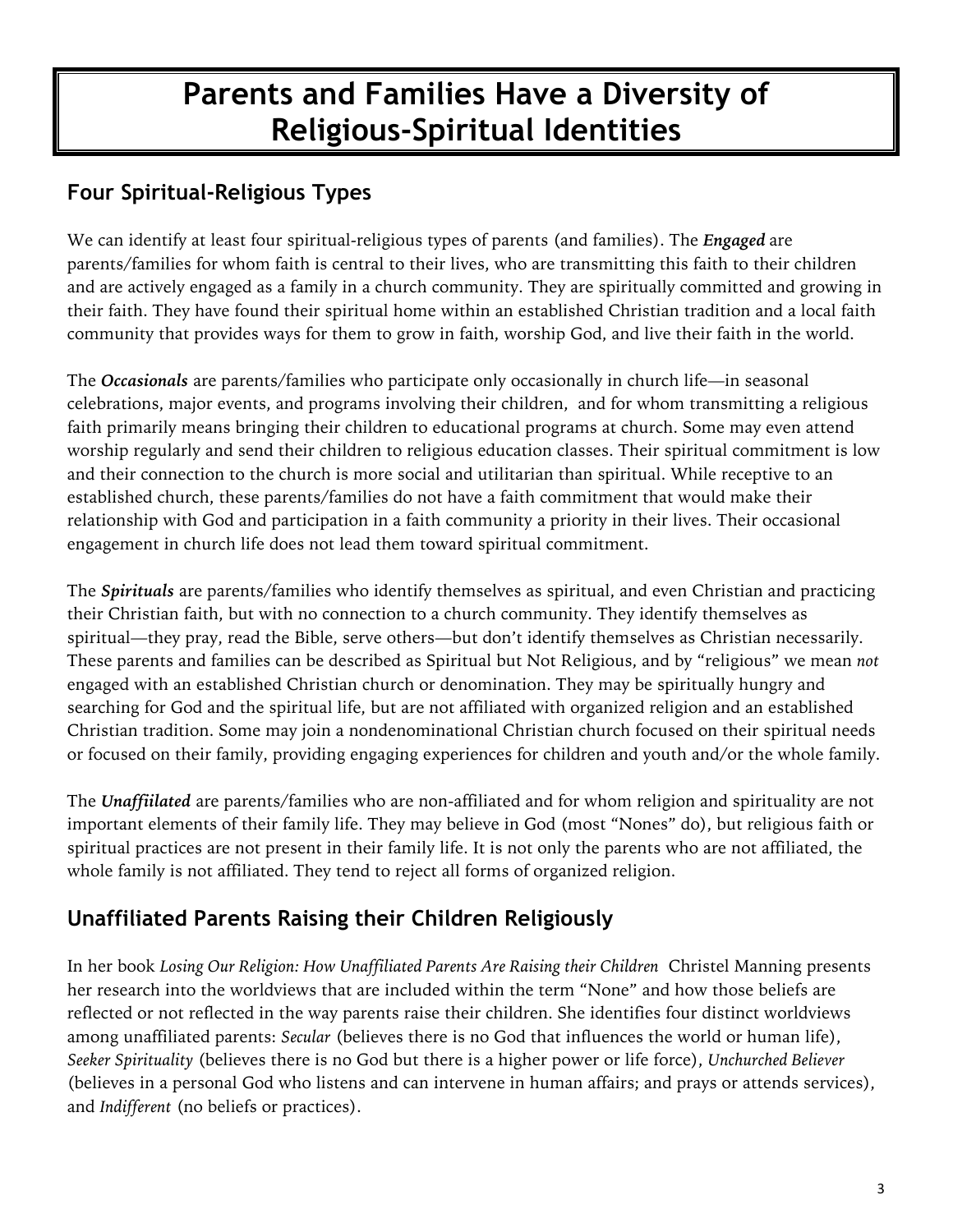# Parents and Families Have a Diversity of Religious-Spiritual Identities

## Four Spiritual-Religious Types

We can identify at least four spiritual-religious types of parents (and families). The ***Engaged*** are parents/families for whom faith is central to their lives, who are transmitting this faith to their children and are actively engaged as a family in a church community. They are spiritually committed and growing in their faith. They have found their spiritual home within an established Christian tradition and a local faith community that provides ways for them to grow in faith, worship God, and live their faith in the world.

The ***Occasionals*** are parents/families who participate only occasionally in church life—in seasonal celebrations, major events, and programs involving their children,  and for whom transmitting a religious faith primarily means bringing their children to educational programs at church. Some may even attend worship regularly and send their children to religious education classes. Their spiritual commitment is low and their connection to the church is more social and utilitarian than spiritual. While receptive to an established church, these parents/families do not have a faith commitment that would make their relationship with God and participation in a faith community a priority in their lives. Their occasional engagement in church life does not lead them toward spiritual commitment.

The ***Spirituals*** are parents/families who identify themselves as spiritual, and even Christian and practicing their Christian faith, but with no connection to a church community. They identify themselves as spiritual—they pray, read the Bible, serve others—but don't identify themselves as Christian necessarily. These parents and families can be described as Spiritual but Not Religious, and by "religious" we mean *not* engaged with an established Christian church or denomination. They may be spiritually hungry and searching for God and the spiritual life, but are not affiliated with organized religion and an established Christian tradition. Some may join a nondenominational Christian church focused on their spiritual needs or focused on their family, providing engaging experiences for children and youth and/or the whole family.

The ***Unaffiilated*** are parents/families who are non-affiliated and for whom religion and spirituality are not important elements of their family life. They may believe in God (most "Nones" do), but religious faith or spiritual practices are not present in their family life. It is not only the parents who are not affiliated, the whole family is not affiliated. They tend to reject all forms of organized religion.

## Unaffiliated Parents Raising their Children Religiously

In her book *Losing Our Religion: How Unaffiliated Parents Are Raising their Children* Christel Manning presents her research into the worldviews that are included within the term "None" and how those beliefs are reflected or not reflected in the way parents raise their children. She identifies four distinct worldviews among unaffiliated parents: *Secular* (believes there is no God that influences the world or human life), *Seeker Spirituality* (believes there is no God but there is a higher power or life force), *Unchurched Believer* (believes in a personal God who listens and can intervene in human affairs; and prays or attends services), and *Indifferent* (no beliefs or practices).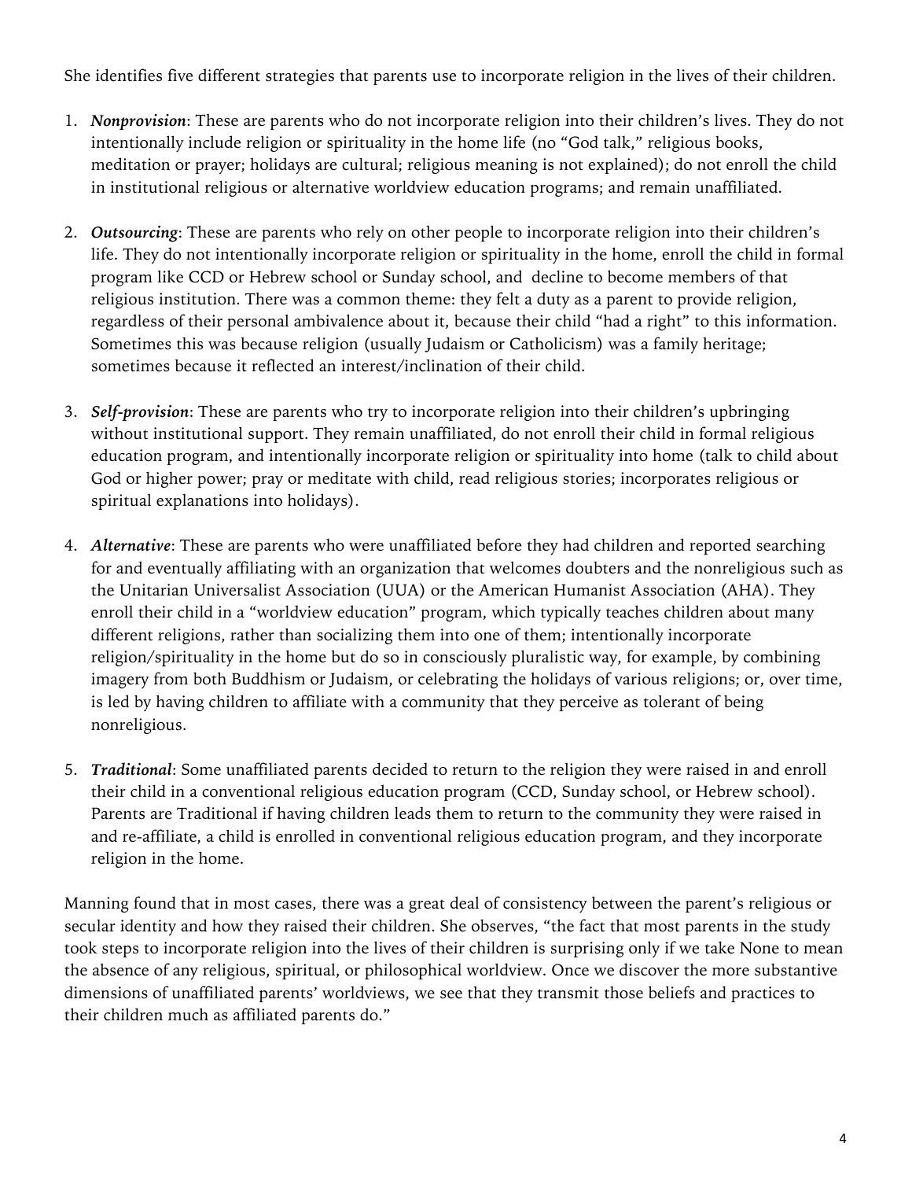She identifies five different strategies that parents use to incorporate religion in the lives of their children.

1. ***Nonprovision***: These are parents who do not incorporate religion into their children's lives. They do not intentionally include religion or spirituality in the home life (no "God talk," religious books, meditation or prayer; holidays are cultural; religious meaning is not explained); do not enroll the child in institutional religious or alternative worldview education programs; and remain unaffiliated.

2. ***Outsourcing***: These are parents who rely on other people to incorporate religion into their children's life. They do not intentionally incorporate religion or spirituality in the home, enroll the child in formal program like CCD or Hebrew school or Sunday school, and decline to become members of that religious institution. There was a common theme: they felt a duty as a parent to provide religion, regardless of their personal ambivalence about it, because their child "had a right" to this information. Sometimes this was because religion (usually Judaism or Catholicism) was a family heritage; sometimes because it reflected an interest/inclination of their child.

3. ***Self-provision***: These are parents who try to incorporate religion into their children's upbringing without institutional support. They remain unaffiliated, do not enroll their child in formal religious education program, and intentionally incorporate religion or spirituality into home (talk to child about God or higher power; pray or meditate with child, read religious stories; incorporates religious or spiritual explanations into holidays).

4. ***Alternative***: These are parents who were unaffiliated before they had children and reported searching for and eventually affiliating with an organization that welcomes doubters and the nonreligious such as the Unitarian Universalist Association (UUA) or the American Humanist Association (AHA). They enroll their child in a "worldview education" program, which typically teaches children about many different religions, rather than socializing them into one of them; intentionally incorporate religion/spirituality in the home but do so in consciously pluralistic way, for example, by combining imagery from both Buddhism or Judaism, or celebrating the holidays of various religions; or, over time, is led by having children to affiliate with a community that they perceive as tolerant of being nonreligious.

5. ***Traditional***: Some unaffiliated parents decided to return to the religion they were raised in and enroll their child in a conventional religious education program (CCD, Sunday school, or Hebrew school). Parents are Traditional if having children leads them to return to the community they were raised in and re-affiliate, a child is enrolled in conventional religious education program, and they incorporate religion in the home.

Manning found that in most cases, there was a great deal of consistency between the parent's religious or secular identity and how they raised their children. She observes, "the fact that most parents in the study took steps to incorporate religion into the lives of their children is surprising only if we take None to mean the absence of any religious, spiritual, or philosophical worldview. Once we discover the more substantive dimensions of unaffiliated parents' worldviews, we see that they transmit those beliefs and practices to their children much as affiliated parents do."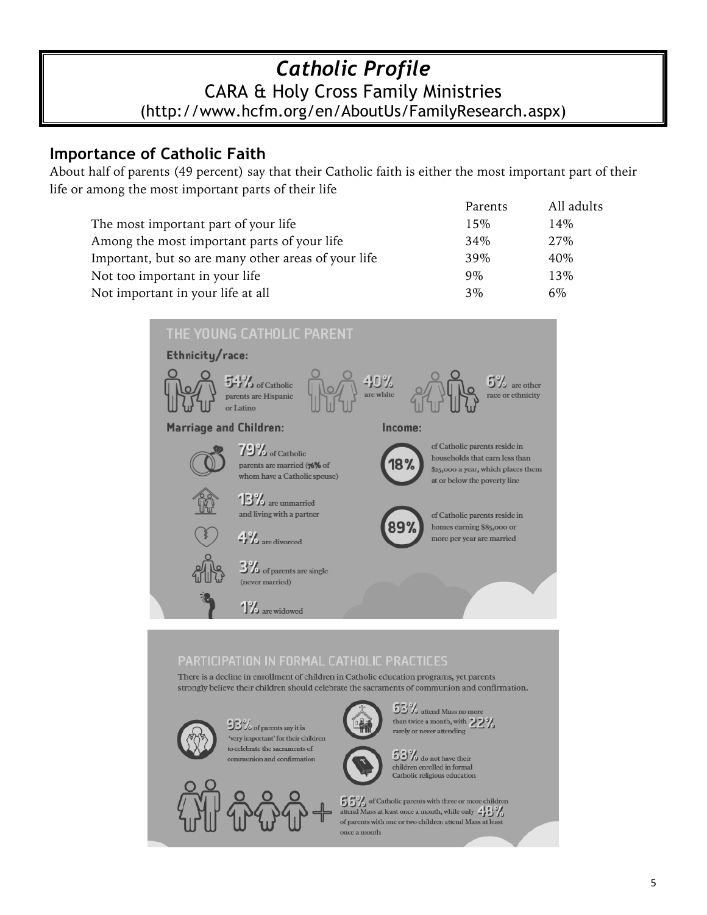# *Catholic Profile*

CARA & Holy Cross Family Ministries

(http://www.hcfm.org/en/AboutUs/FamilyResearch.aspx)

## Importance of Catholic Faith

About half of parents (49 percent) say that their Catholic faith is either the most important part of their life or among the most important parts of their life

| | Parents | All adults |
|---|---|---|
| The most important part of your life | 15% | 14% |
| Among the most important parts of your life | 34% | 27% |
| Important, but so are many other areas of your life | 39% | 40% |
| Not too important in your life | 9% | 13% |
| Not important in your life at all | 3% | 6% |

## THE YOUNG CATHOLIC PARENT

**Ethnicity/race:**

54% of Catholic parents are Hispanic or Latino

40% are white

6% are other race or ethnicity

**Marriage and Children:**

79% of Catholic parents are married (76% of whom have a Catholic spouse)

13% are unmarried and living with a partner

4% are divorced

3% of parents are single (never married)

1% are widowed

**Income:**

18% of Catholic parents reside in households that earn less than $25,000 a year, which places them at or below the poverty line

89% of Catholic parents reside in homes earning $85,000 or more per year are married

## PARTICIPATION IN FORMAL CATHOLIC PRACTICES

There is a decline in enrollment of children in Catholic education programs, yet parents strongly believe their children should celebrate the sacraments of communion and confirmation.

93% of parents say it is 'very important' for their children to celebrate the sacraments of communion and confirmation

63% attend Mass no more than twice a month, with 22% rarely or never attending

68% do not have their children enrolled in formal Catholic religious education

66% of Catholic parents with three or more children attend Mass at least once a month, while only 48% of parents with one or two children attend Mass at least once a month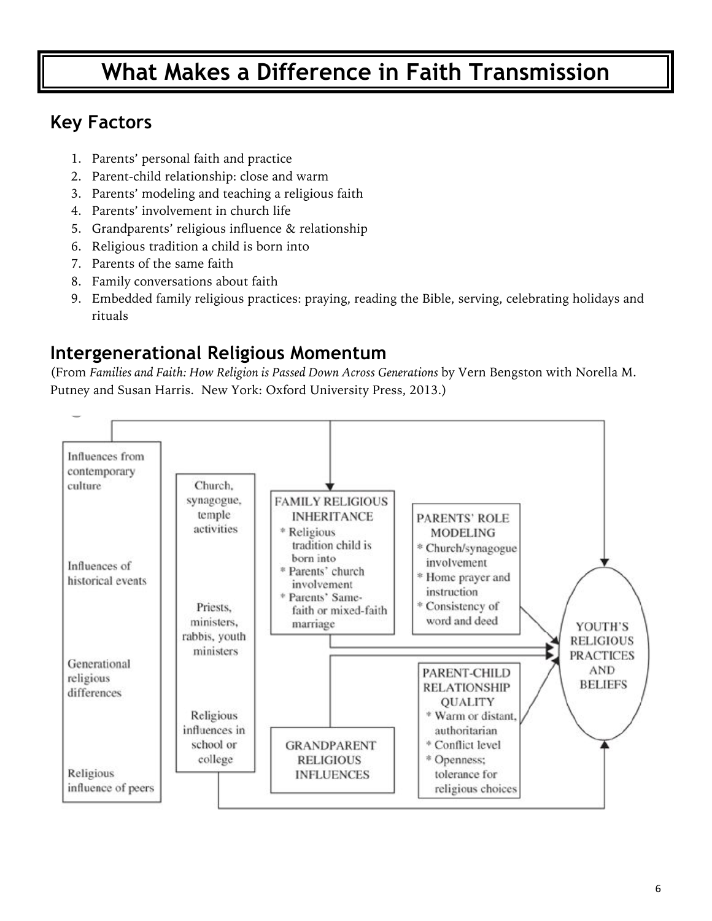# What Makes a Difference in Faith Transmission

## Key Factors

1. Parents' personal faith and practice
2. Parent-child relationship: close and warm
3. Parents' modeling and teaching a religious faith
4. Parents' involvement in church life
5. Grandparents' religious influence & relationship
6. Religious tradition a child is born into
7. Parents of the same faith
8. Family conversations about faith
9. Embedded family religious practices: praying, reading the Bible, serving, celebrating holidays and rituals

## Intergenerational Religious Momentum

(From *Families and Faith: How Religion is Passed Down Across Generations* by Vern Bengston with Norella M. Putney and Susan Harris. New York: Oxford University Press, 2013.)

Influences from contemporary culture

Influences of historical events

Generational religious differences

Religious influence of peers

Church, synagogue, temple activities

Priests, ministers, rabbis, youth ministers

Religious influences in school or college

FAMILY RELIGIOUS INHERITANCE
* Religious tradition child is born into
* Parents' church involvement
* Parents' Same-faith or mixed-faith marriage

PARENTS' ROLE MODELING
* Church/synagogue involvement
* Home prayer and instruction
* Consistency of word and deed

GRANDPARENT RELIGIOUS INFLUENCES

PARENT-CHILD RELATIONSHIP QUALITY
* Warm or distant, authoritarian
* Conflict level
* Openness; tolerance for religious choices

YOUTH'S RELIGIOUS PRACTICES AND BELIEFS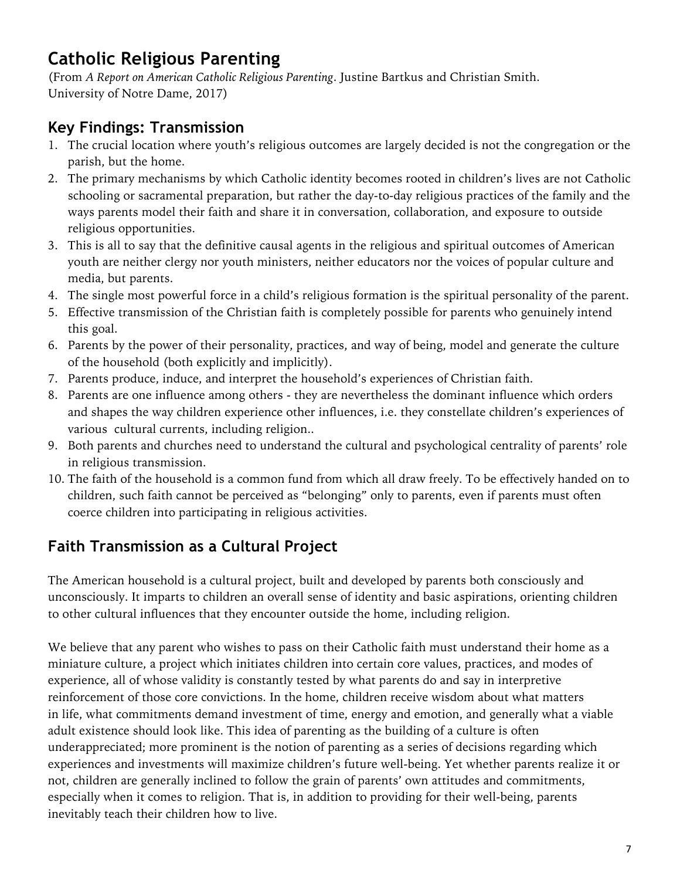# Catholic Religious Parenting

(From *A Report on American Catholic Religious Parenting*. Justine Bartkus and Christian Smith. University of Notre Dame, 2017)

## Key Findings: Transmission

1. The crucial location where youth's religious outcomes are largely decided is not the congregation or the parish, but the home.
2. The primary mechanisms by which Catholic identity becomes rooted in children's lives are not Catholic schooling or sacramental preparation, but rather the day-to-day religious practices of the family and the ways parents model their faith and share it in conversation, collaboration, and exposure to outside religious opportunities.
3. This is all to say that the definitive causal agents in the religious and spiritual outcomes of American youth are neither clergy nor youth ministers, neither educators nor the voices of popular culture and media, but parents.
4. The single most powerful force in a child's religious formation is the spiritual personality of the parent.
5. Effective transmission of the Christian faith is completely possible for parents who genuinely intend this goal.
6. Parents by the power of their personality, practices, and way of being, model and generate the culture of the household (both explicitly and implicitly).
7. Parents produce, induce, and interpret the household's experiences of Christian faith.
8. Parents are one influence among others - they are nevertheless the dominant influence which orders and shapes the way children experience other influences, i.e. they constellate children's experiences of various cultural currents, including religion..
9. Both parents and churches need to understand the cultural and psychological centrality of parents' role in religious transmission.
10. The faith of the household is a common fund from which all draw freely. To be effectively handed on to children, such faith cannot be perceived as "belonging" only to parents, even if parents must often coerce children into participating in religious activities.

## Faith Transmission as a Cultural Project

The American household is a cultural project, built and developed by parents both consciously and unconsciously. It imparts to children an overall sense of identity and basic aspirations, orienting children to other cultural influences that they encounter outside the home, including religion.

We believe that any parent who wishes to pass on their Catholic faith must understand their home as a miniature culture, a project which initiates children into certain core values, practices, and modes of experience, all of whose validity is constantly tested by what parents do and say in interpretive reinforcement of those core convictions. In the home, children receive wisdom about what matters in life, what commitments demand investment of time, energy and emotion, and generally what a viable adult existence should look like. This idea of parenting as the building of a culture is often underappreciated; more prominent is the notion of parenting as a series of decisions regarding which experiences and investments will maximize children's future well-being. Yet whether parents realize it or not, children are generally inclined to follow the grain of parents' own attitudes and commitments, especially when it comes to religion. That is, in addition to providing for their well-being, parents inevitably teach their children how to live.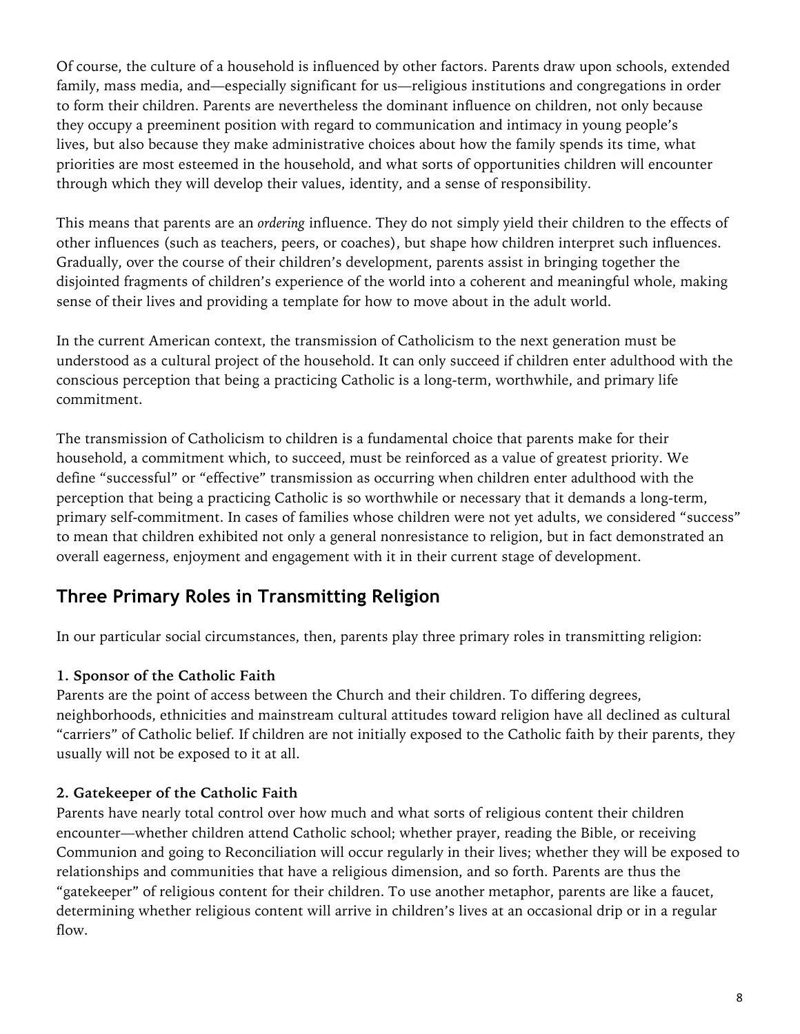Of course, the culture of a household is influenced by other factors. Parents draw upon schools, extended family, mass media, and—especially significant for us—religious institutions and congregations in order to form their children. Parents are nevertheless the dominant influence on children, not only because they occupy a preeminent position with regard to communication and intimacy in young people's lives, but also because they make administrative choices about how the family spends its time, what priorities are most esteemed in the household, and what sorts of opportunities children will encounter through which they will develop their values, identity, and a sense of responsibility.

This means that parents are an *ordering* influence. They do not simply yield their children to the effects of other influences (such as teachers, peers, or coaches), but shape how children interpret such influences. Gradually, over the course of their children's development, parents assist in bringing together the disjointed fragments of children's experience of the world into a coherent and meaningful whole, making sense of their lives and providing a template for how to move about in the adult world.

In the current American context, the transmission of Catholicism to the next generation must be understood as a cultural project of the household. It can only succeed if children enter adulthood with the conscious perception that being a practicing Catholic is a long-term, worthwhile, and primary life commitment.

The transmission of Catholicism to children is a fundamental choice that parents make for their household, a commitment which, to succeed, must be reinforced as a value of greatest priority. We define "successful" or "effective" transmission as occurring when children enter adulthood with the perception that being a practicing Catholic is so worthwhile or necessary that it demands a long-term, primary self-commitment. In cases of families whose children were not yet adults, we considered "success" to mean that children exhibited not only a general nonresistance to religion, but in fact demonstrated an overall eagerness, enjoyment and engagement with it in their current stage of development.

## Three Primary Roles in Transmitting Religion

In our particular social circumstances, then, parents play three primary roles in transmitting religion:

**1. Sponsor of the Catholic Faith**
Parents are the point of access between the Church and their children. To differing degrees, neighborhoods, ethnicities and mainstream cultural attitudes toward religion have all declined as cultural "carriers" of Catholic belief. If children are not initially exposed to the Catholic faith by their parents, they usually will not be exposed to it at all.

**2. Gatekeeper of the Catholic Faith**
Parents have nearly total control over how much and what sorts of religious content their children encounter—whether children attend Catholic school; whether prayer, reading the Bible, or receiving Communion and going to Reconciliation will occur regularly in their lives; whether they will be exposed to relationships and communities that have a religious dimension, and so forth. Parents are thus the "gatekeeper" of religious content for their children. To use another metaphor, parents are like a faucet, determining whether religious content will arrive in children's lives at an occasional drip or in a regular flow.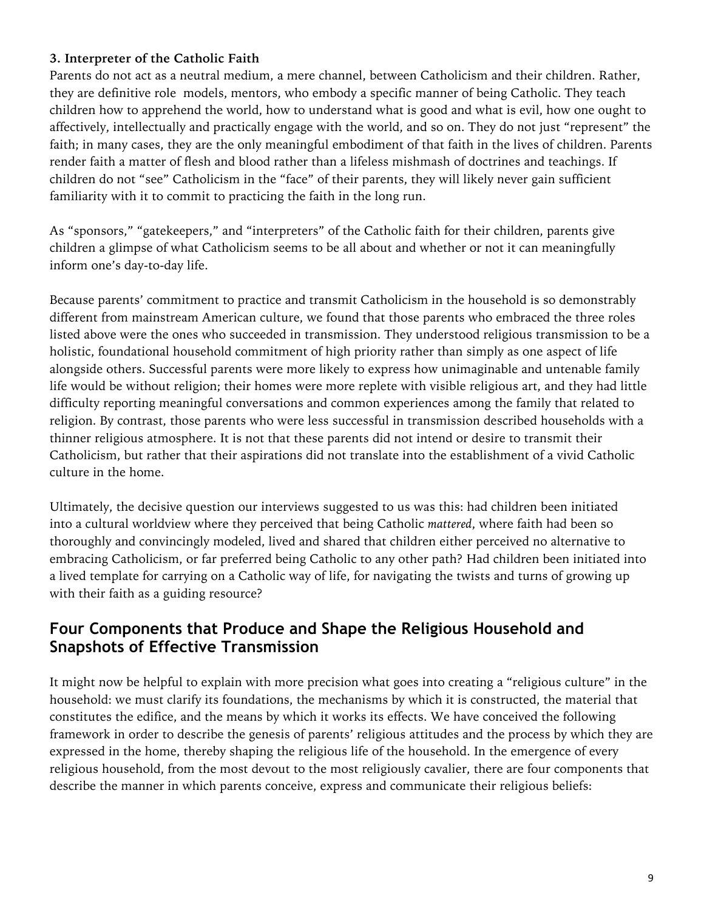### 3. Interpreter of the Catholic Faith

Parents do not act as a neutral medium, a mere channel, between Catholicism and their children. Rather, they are definitive role models, mentors, who embody a specific manner of being Catholic. They teach children how to apprehend the world, how to understand what is good and what is evil, how one ought to affectively, intellectually and practically engage with the world, and so on. They do not just "represent" the faith; in many cases, they are the only meaningful embodiment of that faith in the lives of children. Parents render faith a matter of flesh and blood rather than a lifeless mishmash of doctrines and teachings. If children do not "see" Catholicism in the "face" of their parents, they will likely never gain sufficient familiarity with it to commit to practicing the faith in the long run.

As "sponsors," "gatekeepers," and "interpreters" of the Catholic faith for their children, parents give children a glimpse of what Catholicism seems to be all about and whether or not it can meaningfully inform one's day-to-day life.

Because parents' commitment to practice and transmit Catholicism in the household is so demonstrably different from mainstream American culture, we found that those parents who embraced the three roles listed above were the ones who succeeded in transmission. They understood religious transmission to be a holistic, foundational household commitment of high priority rather than simply as one aspect of life alongside others. Successful parents were more likely to express how unimaginable and untenable family life would be without religion; their homes were more replete with visible religious art, and they had little difficulty reporting meaningful conversations and common experiences among the family that related to religion. By contrast, those parents who were less successful in transmission described households with a thinner religious atmosphere. It is not that these parents did not intend or desire to transmit their Catholicism, but rather that their aspirations did not translate into the establishment of a vivid Catholic culture in the home.

Ultimately, the decisive question our interviews suggested to us was this: had children been initiated into a cultural worldview where they perceived that being Catholic *mattered*, where faith had been so thoroughly and convincingly modeled, lived and shared that children either perceived no alternative to embracing Catholicism, or far preferred being Catholic to any other path? Had children been initiated into a lived template for carrying on a Catholic way of life, for navigating the twists and turns of growing up with their faith as a guiding resource?

## Four Components that Produce and Shape the Religious Household and Snapshots of Effective Transmission

It might now be helpful to explain with more precision what goes into creating a "religious culture" in the household: we must clarify its foundations, the mechanisms by which it is constructed, the material that constitutes the edifice, and the means by which it works its effects. We have conceived the following framework in order to describe the genesis of parents' religious attitudes and the process by which they are expressed in the home, thereby shaping the religious life of the household. In the emergence of every religious household, from the most devout to the most religiously cavalier, there are four components that describe the manner in which parents conceive, express and communicate their religious beliefs: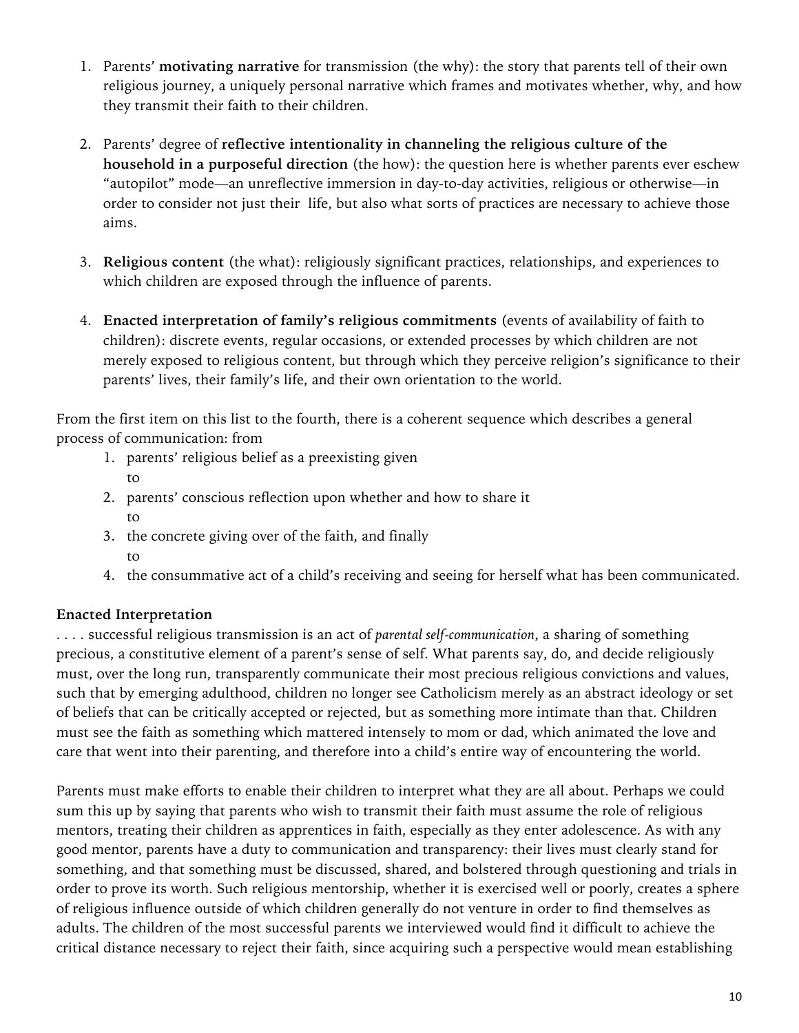1. Parents' **motivating narrative** for transmission (the why): the story that parents tell of their own religious journey, a uniquely personal narrative which frames and motivates whether, why, and how they transmit their faith to their children.

2. Parents' degree of **reflective intentionality in channeling the religious culture of the household in a purposeful direction** (the how): the question here is whether parents ever eschew "autopilot" mode—an unreflective immersion in day-to-day activities, religious or otherwise—in order to consider not just their  life, but also what sorts of practices are necessary to achieve those aims.

3. **Religious content** (the what): religiously significant practices, relationships, and experiences to which children are exposed through the influence of parents.

4. **Enacted interpretation of family's religious commitments** (events of availability of faith to children): discrete events, regular occasions, or extended processes by which children are not merely exposed to religious content, but through which they perceive religion's significance to their parents' lives, their family's life, and their own orientation to the world.

From the first item on this list to the fourth, there is a coherent sequence which describes a general process of communication: from

1. parents' religious belief as a preexisting given
   to
2. parents' conscious reflection upon whether and how to share it
   to
3. the concrete giving over of the faith, and finally
   to
4. the consummative act of a child's receiving and seeing for herself what has been communicated.

**Enacted Interpretation**

. . . . successful religious transmission is an act of *parental self-communication*, a sharing of something precious, a constitutive element of a parent's sense of self. What parents say, do, and decide religiously must, over the long run, transparently communicate their most precious religious convictions and values, such that by emerging adulthood, children no longer see Catholicism merely as an abstract ideology or set of beliefs that can be critically accepted or rejected, but as something more intimate than that. Children must see the faith as something which mattered intensely to mom or dad, which animated the love and care that went into their parenting, and therefore into a child's entire way of encountering the world.

Parents must make efforts to enable their children to interpret what they are all about. Perhaps we could sum this up by saying that parents who wish to transmit their faith must assume the role of religious mentors, treating their children as apprentices in faith, especially as they enter adolescence. As with any good mentor, parents have a duty to communication and transparency: their lives must clearly stand for something, and that something must be discussed, shared, and bolstered through questioning and trials in order to prove its worth. Such religious mentorship, whether it is exercised well or poorly, creates a sphere of religious influence outside of which children generally do not venture in order to find themselves as adults. The children of the most successful parents we interviewed would find it difficult to achieve the critical distance necessary to reject their faith, since acquiring such a perspective would mean establishing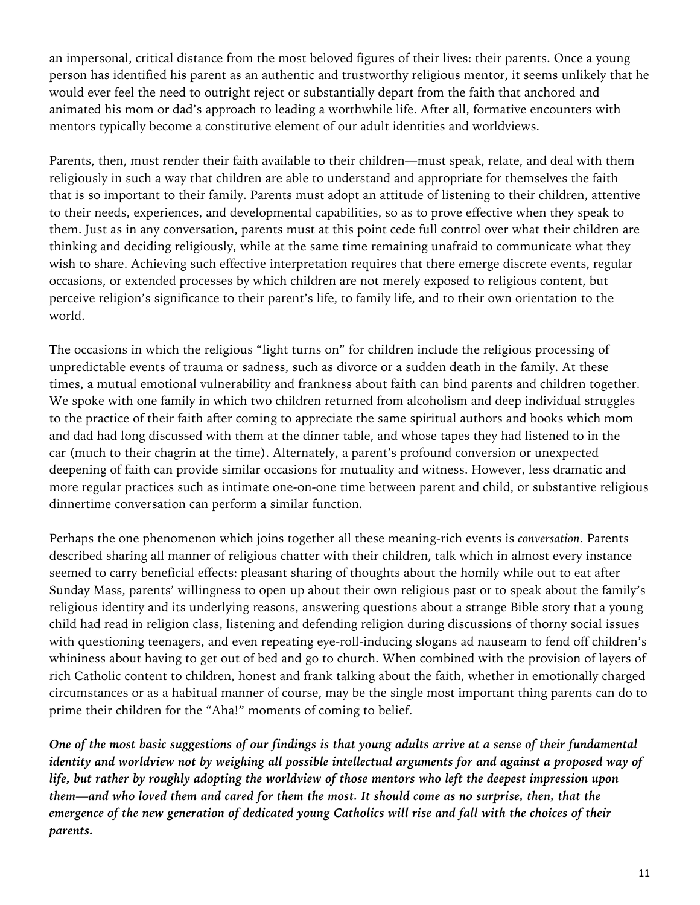an impersonal, critical distance from the most beloved figures of their lives: their parents. Once a young person has identified his parent as an authentic and trustworthy religious mentor, it seems unlikely that he would ever feel the need to outright reject or substantially depart from the faith that anchored and animated his mom or dad's approach to leading a worthwhile life. After all, formative encounters with mentors typically become a constitutive element of our adult identities and worldviews.

Parents, then, must render their faith available to their children—must speak, relate, and deal with them religiously in such a way that children are able to understand and appropriate for themselves the faith that is so important to their family. Parents must adopt an attitude of listening to their children, attentive to their needs, experiences, and developmental capabilities, so as to prove effective when they speak to them. Just as in any conversation, parents must at this point cede full control over what their children are thinking and deciding religiously, while at the same time remaining unafraid to communicate what they wish to share. Achieving such effective interpretation requires that there emerge discrete events, regular occasions, or extended processes by which children are not merely exposed to religious content, but perceive religion's significance to their parent's life, to family life, and to their own orientation to the world.

The occasions in which the religious "light turns on" for children include the religious processing of unpredictable events of trauma or sadness, such as divorce or a sudden death in the family. At these times, a mutual emotional vulnerability and frankness about faith can bind parents and children together. We spoke with one family in which two children returned from alcoholism and deep individual struggles to the practice of their faith after coming to appreciate the same spiritual authors and books which mom and dad had long discussed with them at the dinner table, and whose tapes they had listened to in the car (much to their chagrin at the time). Alternately, a parent's profound conversion or unexpected deepening of faith can provide similar occasions for mutuality and witness. However, less dramatic and more regular practices such as intimate one-on-one time between parent and child, or substantive religious dinnertime conversation can perform a similar function.

Perhaps the one phenomenon which joins together all these meaning-rich events is *conversation*. Parents described sharing all manner of religious chatter with their children, talk which in almost every instance seemed to carry beneficial effects: pleasant sharing of thoughts about the homily while out to eat after Sunday Mass, parents' willingness to open up about their own religious past or to speak about the family's religious identity and its underlying reasons, answering questions about a strange Bible story that a young child had read in religion class, listening and defending religion during discussions of thorny social issues with questioning teenagers, and even repeating eye-roll-inducing slogans ad nauseam to fend off children's whininess about having to get out of bed and go to church. When combined with the provision of layers of rich Catholic content to children, honest and frank talking about the faith, whether in emotionally charged circumstances or as a habitual manner of course, may be the single most important thing parents can do to prime their children for the "Aha!" moments of coming to belief.

***One of the most basic suggestions of our findings is that young adults arrive at a sense of their fundamental identity and worldview not by weighing all possible intellectual arguments for and against a proposed way of life, but rather by roughly adopting the worldview of those mentors who left the deepest impression upon them—and who loved them and cared for them the most. It should come as no surprise, then, that the emergence of the new generation of dedicated young Catholics will rise and fall with the choices of their parents.***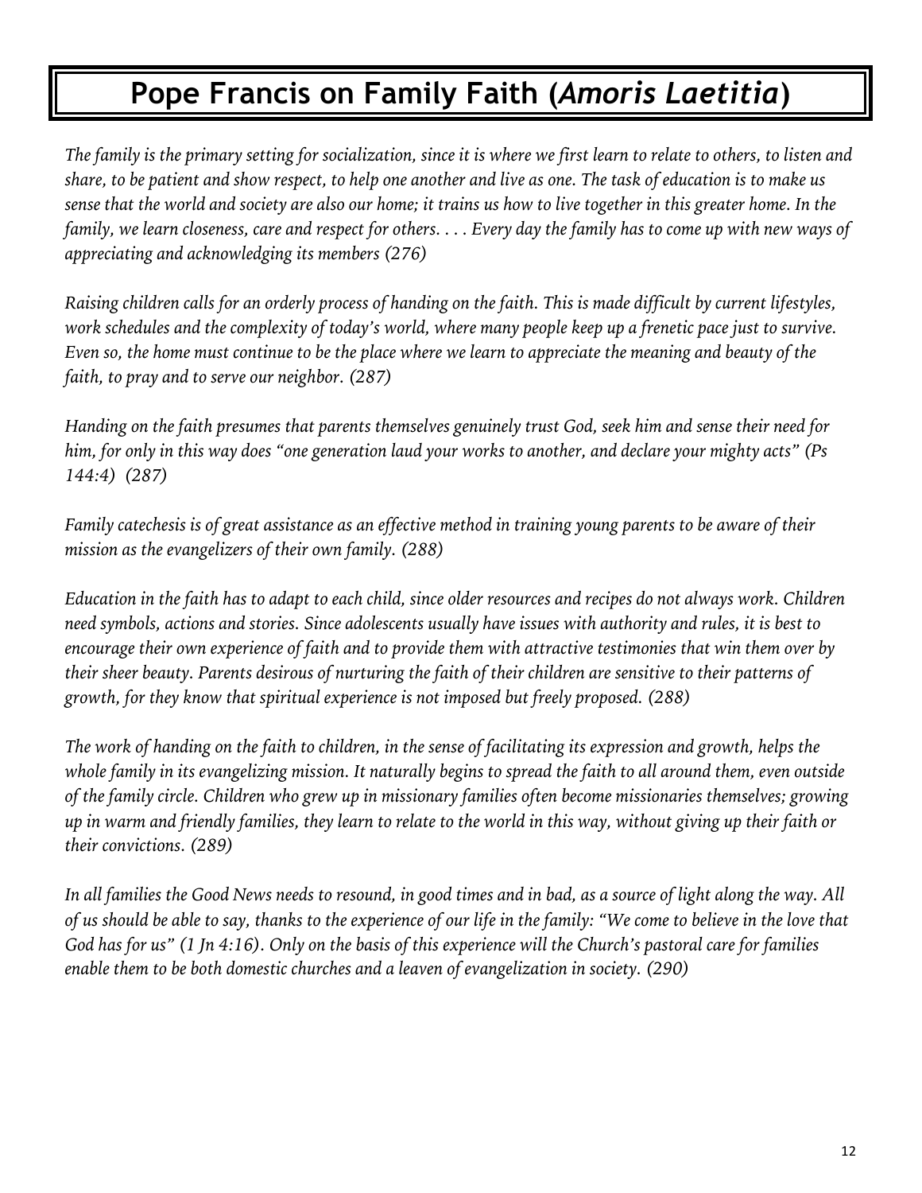# Pope Francis on Family Faith (*Amoris Laetitia*)

*The family is the primary setting for socialization, since it is where we first learn to relate to others, to listen and share, to be patient and show respect, to help one another and live as one. The task of education is to make us sense that the world and society are also our home; it trains us how to live together in this greater home. In the family, we learn closeness, care and respect for others. . . . Every day the family has to come up with new ways of appreciating and acknowledging its members (276)*

*Raising children calls for an orderly process of handing on the faith. This is made difficult by current lifestyles, work schedules and the complexity of today's world, where many people keep up a frenetic pace just to survive. Even so, the home must continue to be the place where we learn to appreciate the meaning and beauty of the faith, to pray and to serve our neighbor. (287)*

*Handing on the faith presumes that parents themselves genuinely trust God, seek him and sense their need for him, for only in this way does "one generation laud your works to another, and declare your mighty acts" (Ps 144:4) (287)*

*Family catechesis is of great assistance as an effective method in training young parents to be aware of their mission as the evangelizers of their own family. (288)*

*Education in the faith has to adapt to each child, since older resources and recipes do not always work. Children need symbols, actions and stories. Since adolescents usually have issues with authority and rules, it is best to encourage their own experience of faith and to provide them with attractive testimonies that win them over by their sheer beauty. Parents desirous of nurturing the faith of their children are sensitive to their patterns of growth, for they know that spiritual experience is not imposed but freely proposed. (288)*

*The work of handing on the faith to children, in the sense of facilitating its expression and growth, helps the whole family in its evangelizing mission. It naturally begins to spread the faith to all around them, even outside of the family circle. Children who grew up in missionary families often become missionaries themselves; growing up in warm and friendly families, they learn to relate to the world in this way, without giving up their faith or their convictions. (289)*

*In all families the Good News needs to resound, in good times and in bad, as a source of light along the way. All of us should be able to say, thanks to the experience of our life in the family: "We come to believe in the love that God has for us" (1 Jn 4:16). Only on the basis of this experience will the Church's pastoral care for families enable them to be both domestic churches and a leaven of evangelization in society. (290)*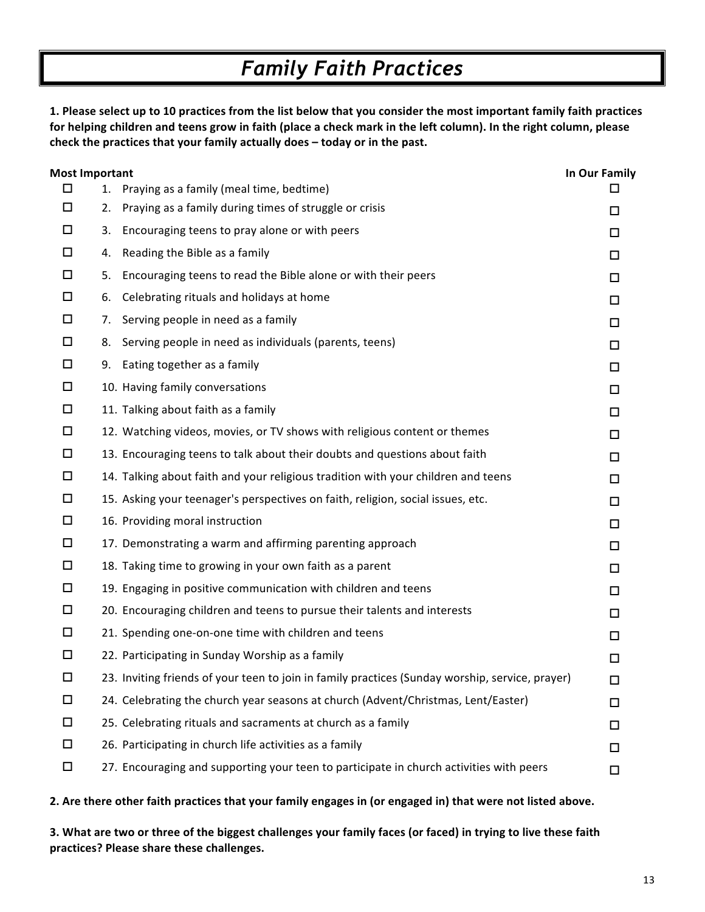# *Family Faith Practices*

**1. Please select up to 10 practices from the list below that you consider the most important family faith practices for helping children and teens grow in faith (place a check mark in the left column). In the right column, please check the practices that your family actually does – today or in the past.**

| Most Important | | In Our Family |
|---|---|---|
| ☐ | 1. Praying as a family (meal time, bedtime) | ☐ |
| ☐ | 2. Praying as a family during times of struggle or crisis | ☐ |
| ☐ | 3. Encouraging teens to pray alone or with peers | ☐ |
| ☐ | 4. Reading the Bible as a family | ☐ |
| ☐ | 5. Encouraging teens to read the Bible alone or with their peers | ☐ |
| ☐ | 6. Celebrating rituals and holidays at home | ☐ |
| ☐ | 7. Serving people in need as a family | ☐ |
| ☐ | 8. Serving people in need as individuals (parents, teens) | ☐ |
| ☐ | 9. Eating together as a family | ☐ |
| ☐ | 10. Having family conversations | ☐ |
| ☐ | 11. Talking about faith as a family | ☐ |
| ☐ | 12. Watching videos, movies, or TV shows with religious content or themes | ☐ |
| ☐ | 13. Encouraging teens to talk about their doubts and questions about faith | ☐ |
| ☐ | 14. Talking about faith and your religious tradition with your children and teens | ☐ |
| ☐ | 15. Asking your teenager's perspectives on faith, religion, social issues, etc. | ☐ |
| ☐ | 16. Providing moral instruction | ☐ |
| ☐ | 17. Demonstrating a warm and affirming parenting approach | ☐ |
| ☐ | 18. Taking time to growing in your own faith as a parent | ☐ |
| ☐ | 19. Engaging in positive communication with children and teens | ☐ |
| ☐ | 20. Encouraging children and teens to pursue their talents and interests | ☐ |
| ☐ | 21. Spending one-on-one time with children and teens | ☐ |
| ☐ | 22. Participating in Sunday Worship as a family | ☐ |
| ☐ | 23. Inviting friends of your teen to join in family practices (Sunday worship, service, prayer) | ☐ |
| ☐ | 24. Celebrating the church year seasons at church (Advent/Christmas, Lent/Easter) | ☐ |
| ☐ | 25. Celebrating rituals and sacraments at church as a family | ☐ |
| ☐ | 26. Participating in church life activities as a family | ☐ |
| ☐ | 27. Encouraging and supporting your teen to participate in church activities with peers | ☐ |

**2. Are there other faith practices that your family engages in (or engaged in) that were not listed above.**

**3. What are two or three of the biggest challenges your family faces (or faced) in trying to live these faith practices? Please share these challenges.**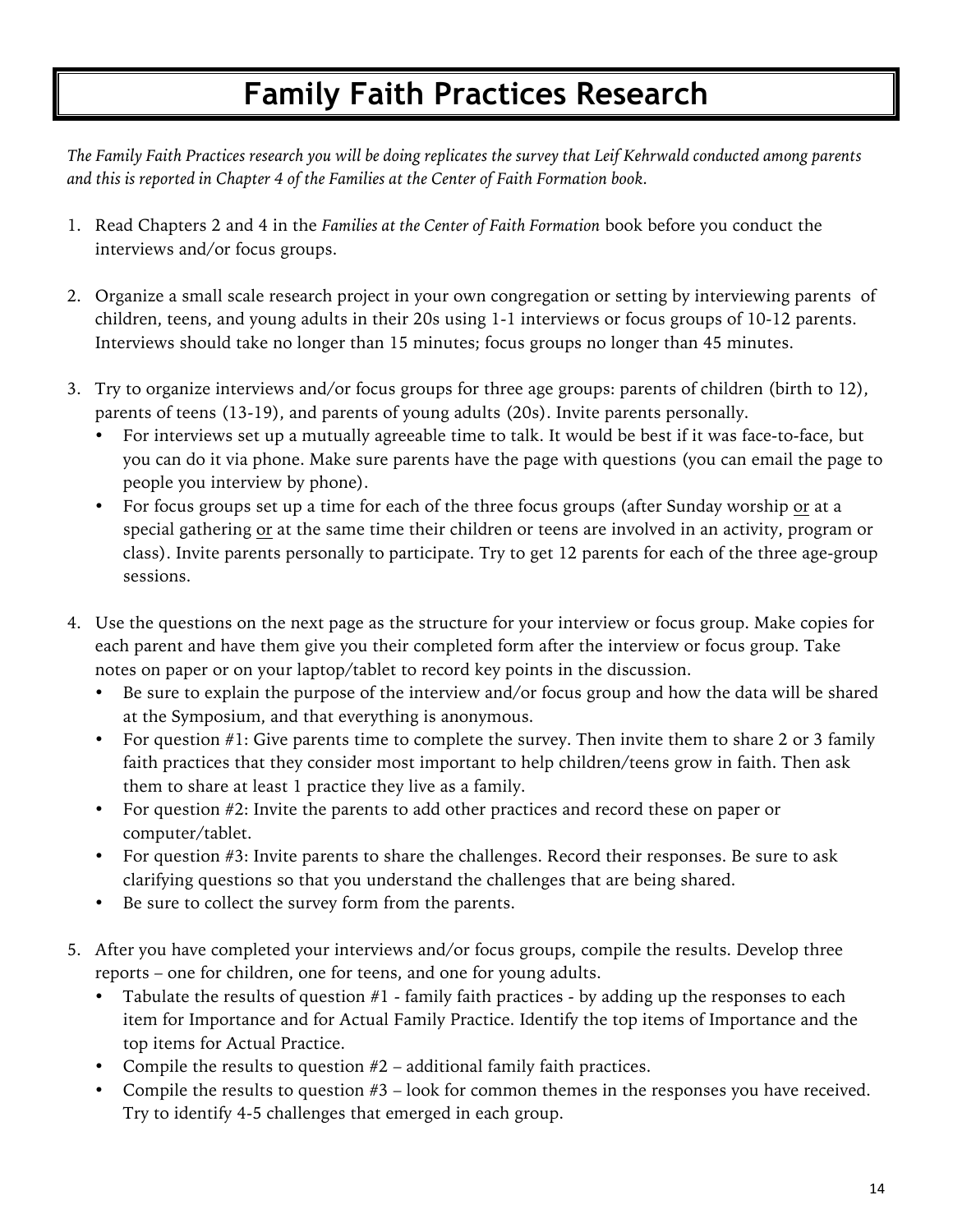# Family Faith Practices Research

*The Family Faith Practices research you will be doing replicates the survey that Leif Kehrwald conducted among parents and this is reported in Chapter 4 of the Families at the Center of Faith Formation book.*

1. Read Chapters 2 and 4 in the *Families at the Center of Faith Formation* book before you conduct the interviews and/or focus groups.

2. Organize a small scale research project in your own congregation or setting by interviewing parents of children, teens, and young adults in their 20s using 1-1 interviews or focus groups of 10-12 parents. Interviews should take no longer than 15 minutes; focus groups no longer than 45 minutes.

3. Try to organize interviews and/or focus groups for three age groups: parents of children (birth to 12), parents of teens (13-19), and parents of young adults (20s). Invite parents personally.
   - For interviews set up a mutually agreeable time to talk. It would be best if it was face-to-face, but you can do it via phone. Make sure parents have the page with questions (you can email the page to people you interview by phone).
   - For focus groups set up a time for each of the three focus groups (after Sunday worship <u>or</u> at a special gathering <u>or</u> at the same time their children or teens are involved in an activity, program or class). Invite parents personally to participate. Try to get 12 parents for each of the three age-group sessions.

4. Use the questions on the next page as the structure for your interview or focus group. Make copies for each parent and have them give you their completed form after the interview or focus group. Take notes on paper or on your laptop/tablet to record key points in the discussion.
   - Be sure to explain the purpose of the interview and/or focus group and how the data will be shared at the Symposium, and that everything is anonymous.
   - For question #1: Give parents time to complete the survey. Then invite them to share 2 or 3 family faith practices that they consider most important to help children/teens grow in faith. Then ask them to share at least 1 practice they live as a family.
   - For question #2: Invite the parents to add other practices and record these on paper or computer/tablet.
   - For question #3: Invite parents to share the challenges. Record their responses. Be sure to ask clarifying questions so that you understand the challenges that are being shared.
   - Be sure to collect the survey form from the parents.

5. After you have completed your interviews and/or focus groups, compile the results. Develop three reports – one for children, one for teens, and one for young adults.
   - Tabulate the results of question #1 - family faith practices - by adding up the responses to each item for Importance and for Actual Family Practice. Identify the top items of Importance and the top items for Actual Practice.
   - Compile the results to question #2 – additional family faith practices.
   - Compile the results to question #3 – look for common themes in the responses you have received. Try to identify 4-5 challenges that emerged in each group.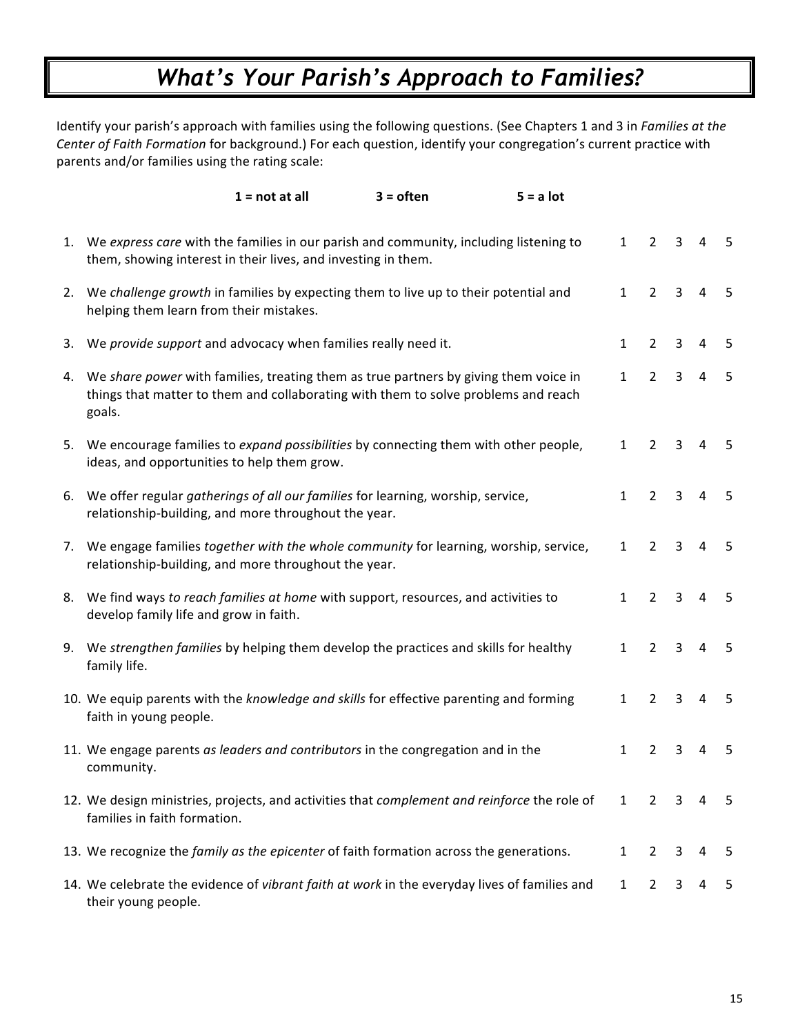# *What's Your Parish's Approach to Families?*

Identify your parish's approach with families using the following questions. (See Chapters 1 and 3 in *Families at the Center of Faith Formation* for background.) For each question, identify your congregation's current practice with parents and/or families using the rating scale:

**1 = not at all** **3 = often** **5 = a lot**

| | Statement | | | | | |
|---|---|---|---|---|---|---|
| 1. | We *express care* with the families in our parish and community, including listening to them, showing interest in their lives, and investing in them. | 1 | 2 | 3 | 4 | 5 |
| 2. | We *challenge growth* in families by expecting them to live up to their potential and helping them learn from their mistakes. | 1 | 2 | 3 | 4 | 5 |
| 3. | We *provide support* and advocacy when families really need it. | 1 | 2 | 3 | 4 | 5 |
| 4. | We *share power* with families, treating them as true partners by giving them voice in things that matter to them and collaborating with them to solve problems and reach goals. | 1 | 2 | 3 | 4 | 5 |
| 5. | We encourage families to *expand possibilities* by connecting them with other people, ideas, and opportunities to help them grow. | 1 | 2 | 3 | 4 | 5 |
| 6. | We offer regular *gatherings of all our families* for learning, worship, service, relationship-building, and more throughout the year. | 1 | 2 | 3 | 4 | 5 |
| 7. | We engage families *together with the whole community* for learning, worship, service, relationship-building, and more throughout the year. | 1 | 2 | 3 | 4 | 5 |
| 8. | We find ways *to reach families at home* with support, resources, and activities to develop family life and grow in faith. | 1 | 2 | 3 | 4 | 5 |
| 9. | We *strengthen families* by helping them develop the practices and skills for healthy family life. | 1 | 2 | 3 | 4 | 5 |
| 10. | We equip parents with the *knowledge and skills* for effective parenting and forming faith in young people. | 1 | 2 | 3 | 4 | 5 |
| 11. | We engage parents *as leaders and contributors* in the congregation and in the community. | 1 | 2 | 3 | 4 | 5 |
| 12. | We design ministries, projects, and activities that *complement and reinforce* the role of families in faith formation. | 1 | 2 | 3 | 4 | 5 |
| 13. | We recognize the *family as the epicenter* of faith formation across the generations. | 1 | 2 | 3 | 4 | 5 |
| 14. | We celebrate the evidence of *vibrant faith at work* in the everyday lives of families and their young people. | 1 | 2 | 3 | 4 | 5 |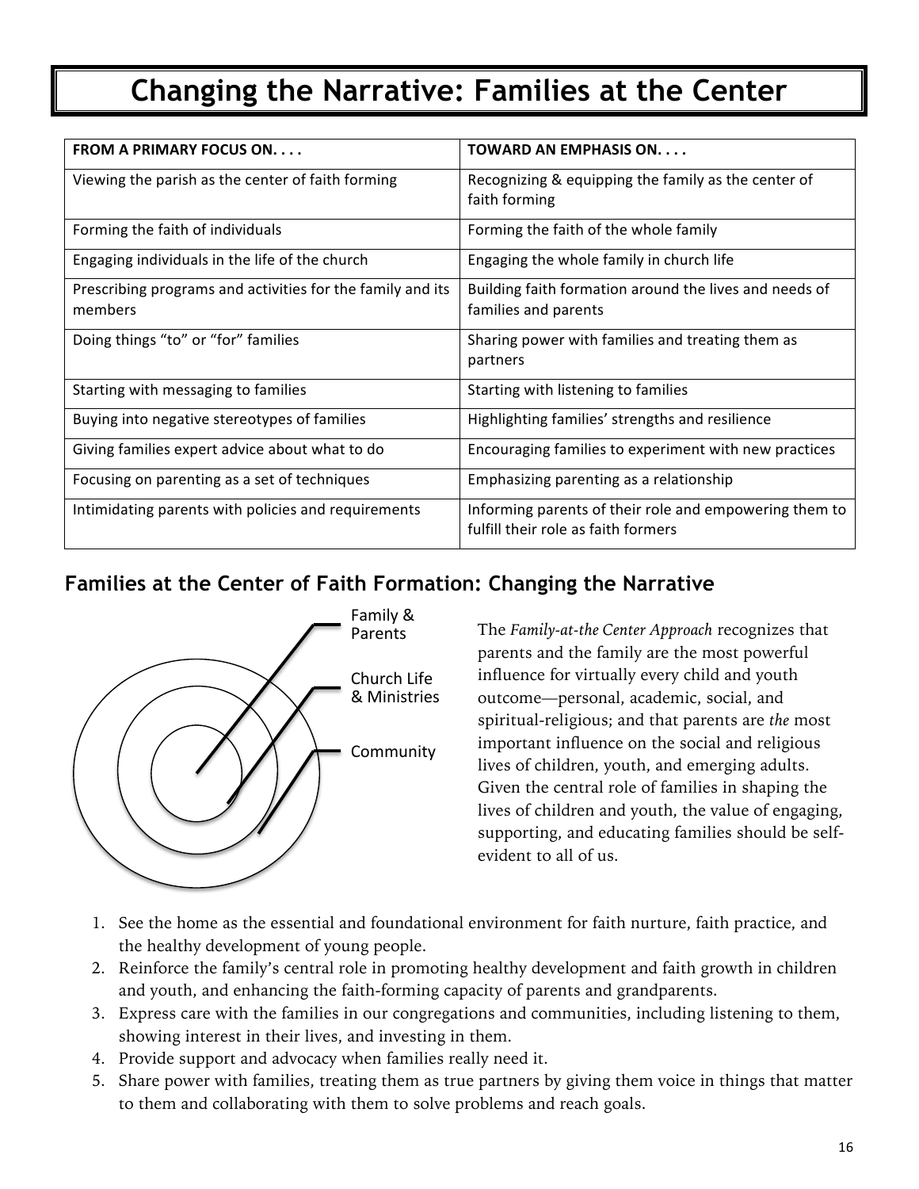# Changing the Narrative: Families at the Center

| FROM A PRIMARY FOCUS ON. . . . | TOWARD AN EMPHASIS ON. . . . |
|---|---|
| Viewing the parish as the center of faith forming | Recognizing & equipping the family as the center of faith forming |
| Forming the faith of individuals | Forming the faith of the whole family |
| Engaging individuals in the life of the church | Engaging the whole family in church life |
| Prescribing programs and activities for the family and its members | Building faith formation around the lives and needs of families and parents |
| Doing things "to" or "for" families | Sharing power with families and treating them as partners |
| Starting with messaging to families | Starting with listening to families |
| Buying into negative stereotypes of families | Highlighting families' strengths and resilience |
| Giving families expert advice about what to do | Encouraging families to experiment with new practices |
| Focusing on parenting as a set of techniques | Emphasizing parenting as a relationship |
| Intimidating parents with policies and requirements | Informing parents of their role and empowering them to fulfill their role as faith formers |

## Families at the Center of Faith Formation: Changing the Narrative

Family & Parents

Church Life & Ministries

Community

The *Family-at-the Center Approach* recognizes that parents and the family are the most powerful influence for virtually every child and youth outcome—personal, academic, social, and spiritual-religious; and that parents are *the* most important influence on the social and religious lives of children, youth, and emerging adults. Given the central role of families in shaping the lives of children and youth, the value of engaging, supporting, and educating families should be self-evident to all of us.

1. See the home as the essential and foundational environment for faith nurture, faith practice, and the healthy development of young people.
2. Reinforce the family's central role in promoting healthy development and faith growth in children and youth, and enhancing the faith-forming capacity of parents and grandparents.
3. Express care with the families in our congregations and communities, including listening to them, showing interest in their lives, and investing in them.
4. Provide support and advocacy when families really need it.
5. Share power with families, treating them as true partners by giving them voice in things that matter to them and collaborating with them to solve problems and reach goals.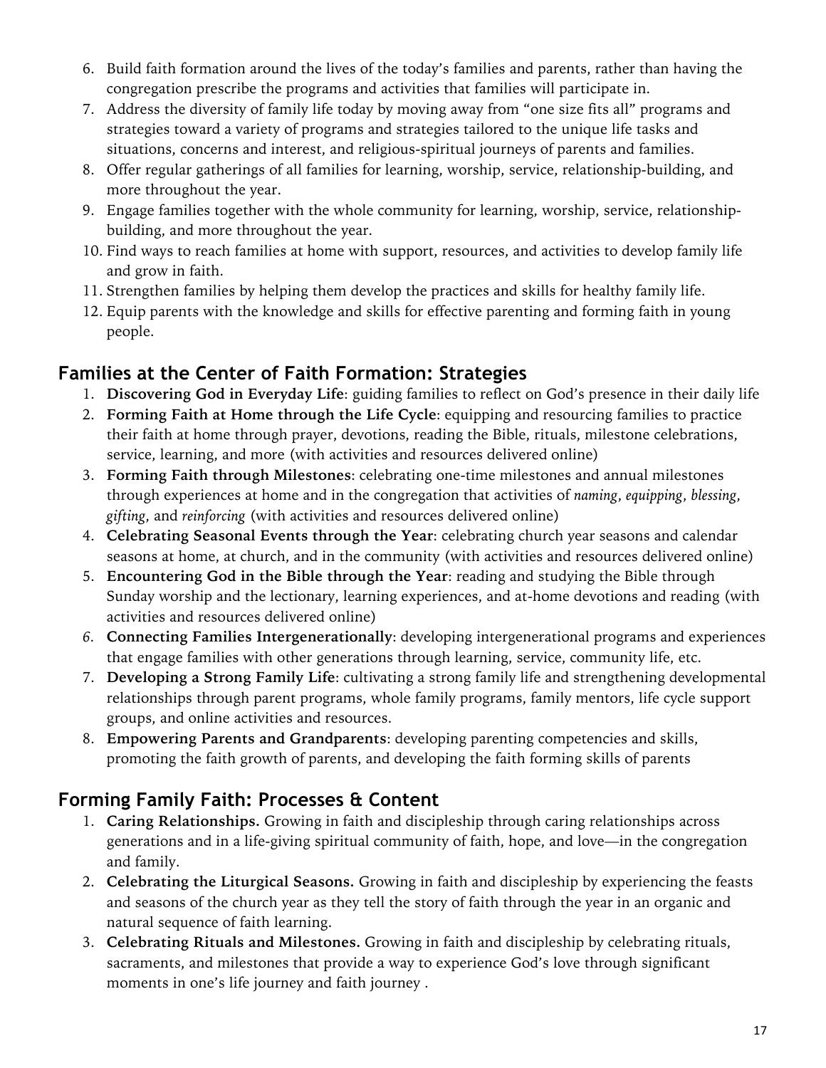6. Build faith formation around the lives of the today's families and parents, rather than having the congregation prescribe the programs and activities that families will participate in.
7. Address the diversity of family life today by moving away from "one size fits all" programs and strategies toward a variety of programs and strategies tailored to the unique life tasks and situations, concerns and interest, and religious-spiritual journeys of parents and families.
8. Offer regular gatherings of all families for learning, worship, service, relationship-building, and more throughout the year.
9. Engage families together with the whole community for learning, worship, service, relationship-building, and more throughout the year.
10. Find ways to reach families at home with support, resources, and activities to develop family life and grow in faith.
11. Strengthen families by helping them develop the practices and skills for healthy family life.
12. Equip parents with the knowledge and skills for effective parenting and forming faith in young people.

## Families at the Center of Faith Formation: Strategies

1. **Discovering God in Everyday Life**: guiding families to reflect on God's presence in their daily life
2. **Forming Faith at Home through the Life Cycle**: equipping and resourcing families to practice their faith at home through prayer, devotions, reading the Bible, rituals, milestone celebrations, service, learning, and more (with activities and resources delivered online)
3. **Forming Faith through Milestones**: celebrating one-time milestones and annual milestones through experiences at home and in the congregation that activities of *naming*, *equipping*, *blessing*, *gifting*, and *reinforcing* (with activities and resources delivered online)
4. **Celebrating Seasonal Events through the Year**: celebrating church year seasons and calendar seasons at home, at church, and in the community (with activities and resources delivered online)
5. **Encountering God in the Bible through the Year**: reading and studying the Bible through Sunday worship and the lectionary, learning experiences, and at-home devotions and reading (with activities and resources delivered online)
6. **Connecting Families Intergenerationally**: developing intergenerational programs and experiences that engage families with other generations through learning, service, community life, etc.
7. **Developing a Strong Family Life**: cultivating a strong family life and strengthening developmental relationships through parent programs, whole family programs, family mentors, life cycle support groups, and online activities and resources.
8. **Empowering Parents and Grandparents**: developing parenting competencies and skills, promoting the faith growth of parents, and developing the faith forming skills of parents

## Forming Family Faith: Processes & Content

1. **Caring Relationships.** Growing in faith and discipleship through caring relationships across generations and in a life-giving spiritual community of faith, hope, and love—in the congregation and family.
2. **Celebrating the Liturgical Seasons.** Growing in faith and discipleship by experiencing the feasts and seasons of the church year as they tell the story of faith through the year in an organic and natural sequence of faith learning.
3. **Celebrating Rituals and Milestones.** Growing in faith and discipleship by celebrating rituals, sacraments, and milestones that provide a way to experience God's love through significant moments in one's life journey and faith journey .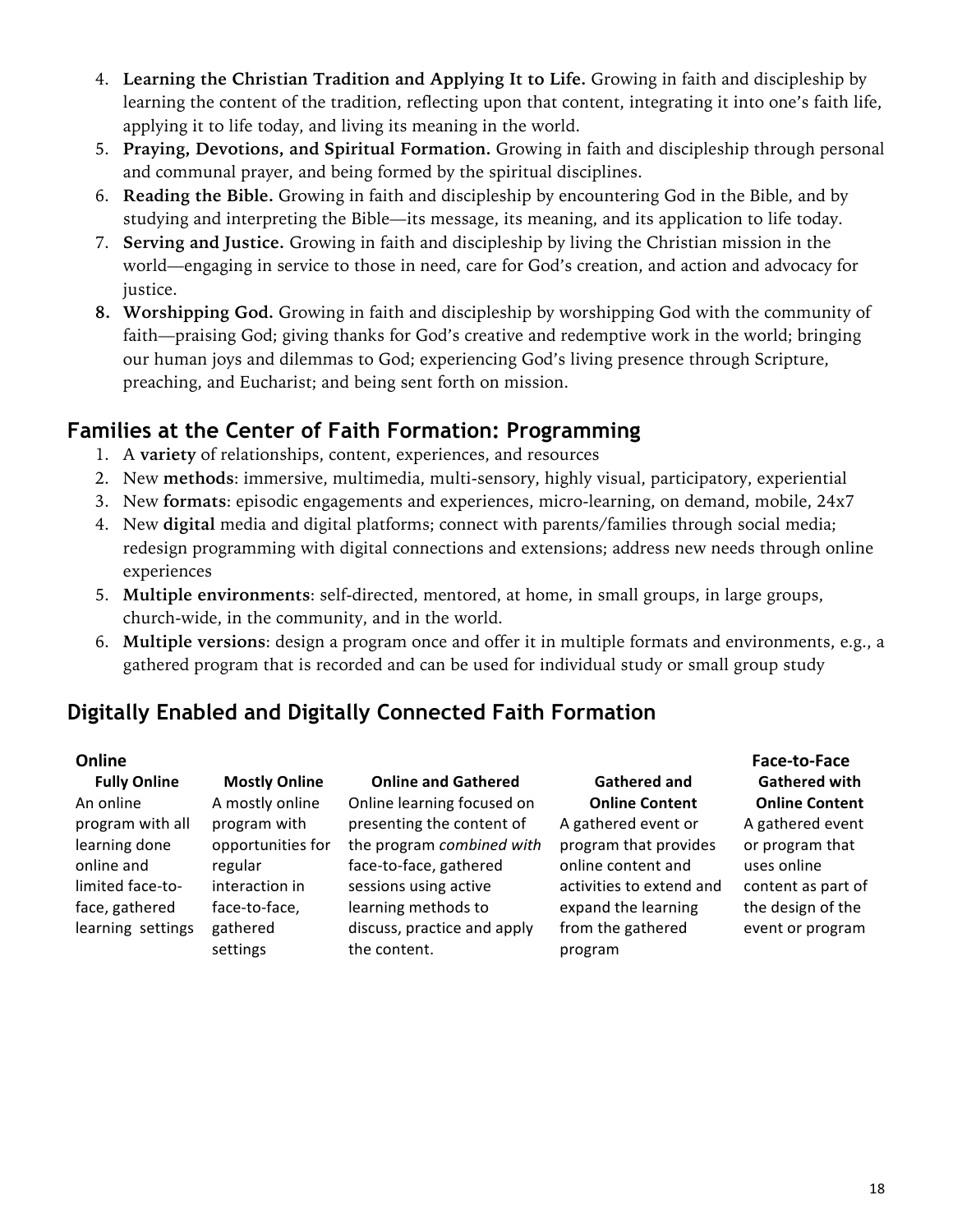4. **Learning the Christian Tradition and Applying It to Life.** Growing in faith and discipleship by learning the content of the tradition, reflecting upon that content, integrating it into one's faith life, applying it to life today, and living its meaning in the world.
5. **Praying, Devotions, and Spiritual Formation.** Growing in faith and discipleship through personal and communal prayer, and being formed by the spiritual disciplines.
6. **Reading the Bible.** Growing in faith and discipleship by encountering God in the Bible, and by studying and interpreting the Bible—its message, its meaning, and its application to life today.
7. **Serving and Justice.** Growing in faith and discipleship by living the Christian mission in the world—engaging in service to those in need, care for God's creation, and action and advocacy for justice.
8. **Worshipping God.** Growing in faith and discipleship by worshipping God with the community of faith—praising God; giving thanks for God's creative and redemptive work in the world; bringing our human joys and dilemmas to God; experiencing God's living presence through Scripture, preaching, and Eucharist; and being sent forth on mission.

## Families at the Center of Faith Formation: Programming

1. A **variety** of relationships, content, experiences, and resources
2. New **methods**: immersive, multimedia, multi-sensory, highly visual, participatory, experiential
3. New **formats**: episodic engagements and experiences, micro-learning, on demand, mobile, 24x7
4. New **digital** media and digital platforms; connect with parents/families through social media; redesign programming with digital connections and extensions; address new needs through online experiences
5. **Multiple environments**: self-directed, mentored, at home, in small groups, in large groups, church-wide, in the community, and in the world.
6. **Multiple versions**: design a program once and offer it in multiple formats and environments, e.g., a gathered program that is recorded and can be used for individual study or small group study

## Digitally Enabled and Digitally Connected Faith Formation

| **Online** | | | | **Face-to-Face** |
|---|---|---|---|---|
| **Fully Online** | **Mostly Online** | **Online and Gathered** | **Gathered and Online Content** | **Gathered with Online Content** |
| An online program with all learning done online and limited face-to-face, gathered learning settings | A mostly online program with opportunities for regular interaction in face-to-face, gathered settings | Online learning focused on presenting the content of the program *combined with* face-to-face, gathered sessions using active learning methods to discuss, practice and apply the content. | A gathered event or program that provides online content and activities to extend and expand the learning from the gathered program | A gathered event or program that uses online content as part of the design of the event or program |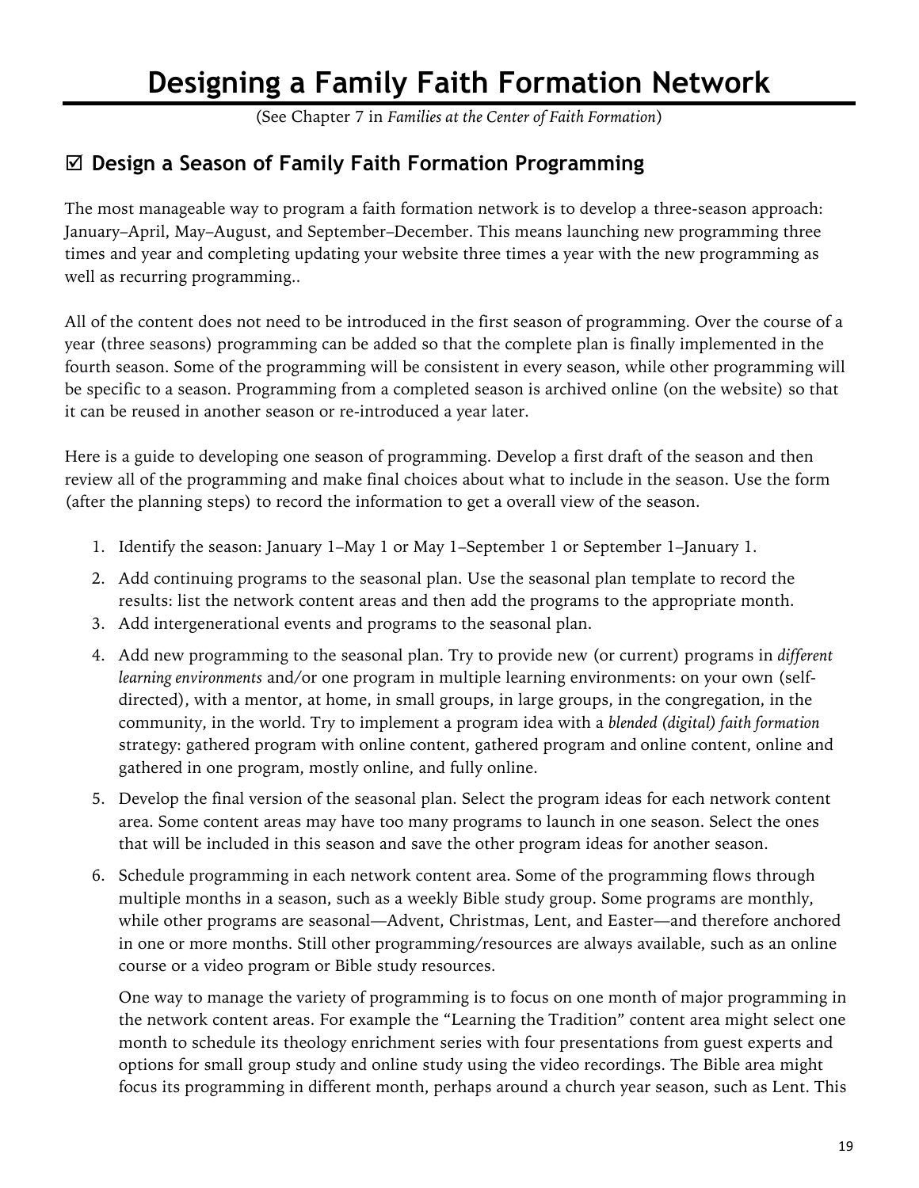# Designing a Family Faith Formation Network

(See Chapter 7 in *Families at the Center of Faith Formation*)

## ☑ Design a Season of Family Faith Formation Programming

The most manageable way to program a faith formation network is to develop a three-season approach: January–April, May–August, and September–December. This means launching new programming three times and year and completing updating your website three times a year with the new programming as well as recurring programming..

All of the content does not need to be introduced in the first season of programming. Over the course of a year (three seasons) programming can be added so that the complete plan is finally implemented in the fourth season. Some of the programming will be consistent in every season, while other programming will be specific to a season. Programming from a completed season is archived online (on the website) so that it can be reused in another season or re-introduced a year later.

Here is a guide to developing one season of programming. Develop a first draft of the season and then review all of the programming and make final choices about what to include in the season. Use the form (after the planning steps) to record the information to get a overall view of the season.

1. Identify the season: January 1–May 1 or May 1–September 1 or September 1–January 1.
2. Add continuing programs to the seasonal plan. Use the seasonal plan template to record the results: list the network content areas and then add the programs to the appropriate month.
3. Add intergenerational events and programs to the seasonal plan.
4. Add new programming to the seasonal plan. Try to provide new (or current) programs in *different learning environments* and/or one program in multiple learning environments: on your own (self-directed), with a mentor, at home, in small groups, in large groups, in the congregation, in the community, in the world. Try to implement a program idea with a *blended (digital) faith formation* strategy: gathered program with online content, gathered program and online content, online and gathered in one program, mostly online, and fully online.
5. Develop the final version of the seasonal plan. Select the program ideas for each network content area. Some content areas may have too many programs to launch in one season. Select the ones that will be included in this season and save the other program ideas for another season.
6. Schedule programming in each network content area. Some of the programming flows through multiple months in a season, such as a weekly Bible study group. Some programs are monthly, while other programs are seasonal—Advent, Christmas, Lent, and Easter—and therefore anchored in one or more months. Still other programming/resources are always available, such as an online course or a video program or Bible study resources.

   One way to manage the variety of programming is to focus on one month of major programming in the network content areas. For example the "Learning the Tradition" content area might select one month to schedule its theology enrichment series with four presentations from guest experts and options for small group study and online study using the video recordings. The Bible area might focus its programming in different month, perhaps around a church year season, such as Lent. This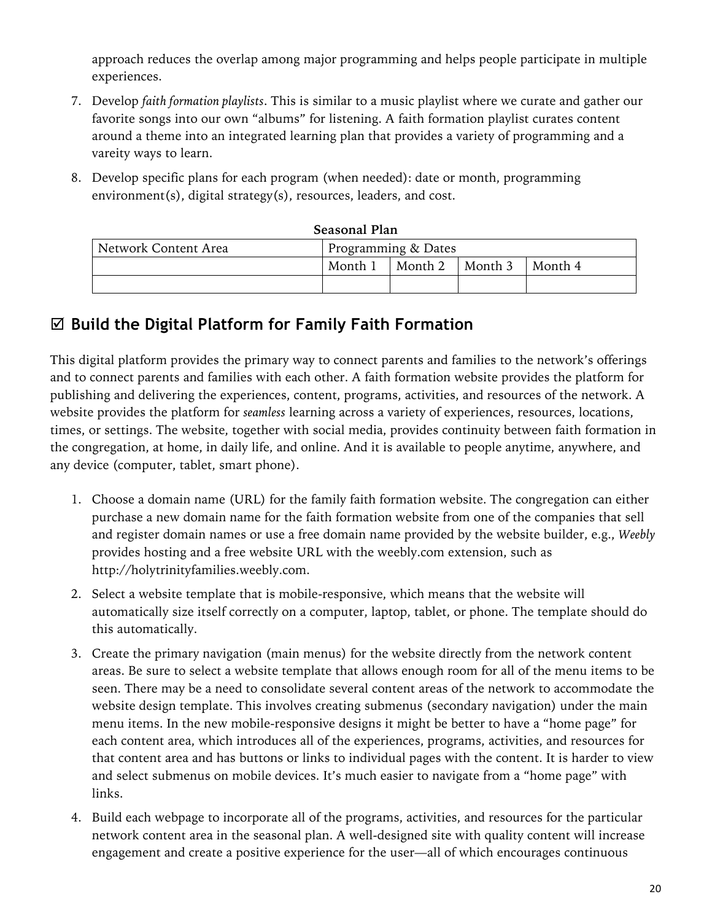approach reduces the overlap among major programming and helps people participate in multiple experiences.

7. Develop *faith formation playlists*. This is similar to a music playlist where we curate and gather our favorite songs into our own "albums" for listening. A faith formation playlist curates content around a theme into an integrated learning plan that provides a variety of programming and a vareity ways to learn.

8. Develop specific plans for each program (when needed): date or month, programming environment(s), digital strategy(s), resources, leaders, and cost.

**Seasonal Plan**

| Network Content Area | Programming & Dates | | | |
|---|---|---|---|---|
| | Month 1 | Month 2 | Month 3 | Month 4 |
| | | | | |

## ☑ Build the Digital Platform for Family Faith Formation

This digital platform provides the primary way to connect parents and families to the network's offerings and to connect parents and families with each other. A faith formation website provides the platform for publishing and delivering the experiences, content, programs, activities, and resources of the network. A website provides the platform for *seamless* learning across a variety of experiences, resources, locations, times, or settings. The website, together with social media, provides continuity between faith formation in the congregation, at home, in daily life, and online. And it is available to people anytime, anywhere, and any device (computer, tablet, smart phone).

1. Choose a domain name (URL) for the family faith formation website. The congregation can either purchase a new domain name for the faith formation website from one of the companies that sell and register domain names or use a free domain name provided by the website builder, e.g., *Weebly* provides hosting and a free website URL with the weebly.com extension, such as http://holytrinityfamilies.weebly.com.

2. Select a website template that is mobile-responsive, which means that the website will automatically size itself correctly on a computer, laptop, tablet, or phone. The template should do this automatically.

3. Create the primary navigation (main menus) for the website directly from the network content areas. Be sure to select a website template that allows enough room for all of the menu items to be seen. There may be a need to consolidate several content areas of the network to accommodate the website design template. This involves creating submenus (secondary navigation) under the main menu items. In the new mobile-responsive designs it might be better to have a "home page" for each content area, which introduces all of the experiences, programs, activities, and resources for that content area and has buttons or links to individual pages with the content. It is harder to view and select submenus on mobile devices. It's much easier to navigate from a "home page" with links.

4. Build each webpage to incorporate all of the programs, activities, and resources for the particular network content area in the seasonal plan. A well-designed site with quality content will increase engagement and create a positive experience for the user—all of which encourages continuous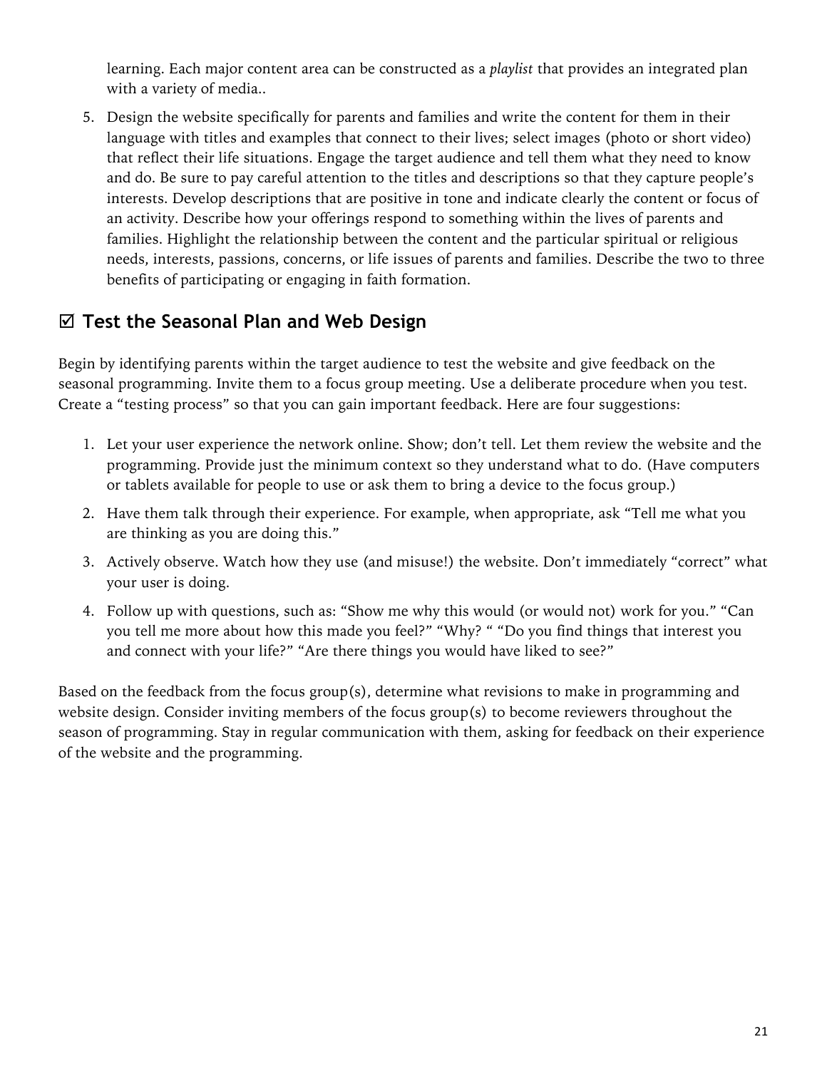learning. Each major content area can be constructed as a *playlist* that provides an integrated plan with a variety of media..

5. Design the website specifically for parents and families and write the content for them in their language with titles and examples that connect to their lives; select images (photo or short video) that reflect their life situations. Engage the target audience and tell them what they need to know and do. Be sure to pay careful attention to the titles and descriptions so that they capture people's interests. Develop descriptions that are positive in tone and indicate clearly the content or focus of an activity. Describe how your offerings respond to something within the lives of parents and families. Highlight the relationship between the content and the particular spiritual or religious needs, interests, passions, concerns, or life issues of parents and families. Describe the two to three benefits of participating or engaging in faith formation.

## ☑ Test the Seasonal Plan and Web Design

Begin by identifying parents within the target audience to test the website and give feedback on the seasonal programming. Invite them to a focus group meeting. Use a deliberate procedure when you test. Create a "testing process" so that you can gain important feedback. Here are four suggestions:

1. Let your user experience the network online. Show; don't tell. Let them review the website and the programming. Provide just the minimum context so they understand what to do. (Have computers or tablets available for people to use or ask them to bring a device to the focus group.)
2. Have them talk through their experience. For example, when appropriate, ask "Tell me what you are thinking as you are doing this."
3. Actively observe. Watch how they use (and misuse!) the website. Don't immediately "correct" what your user is doing.
4. Follow up with questions, such as: "Show me why this would (or would not) work for you." "Can you tell me more about how this made you feel?" "Why? " "Do you find things that interest you and connect with your life?" "Are there things you would have liked to see?"

Based on the feedback from the focus group(s), determine what revisions to make in programming and website design. Consider inviting members of the focus group(s) to become reviewers throughout the season of programming. Stay in regular communication with them, asking for feedback on their experience of the website and the programming.